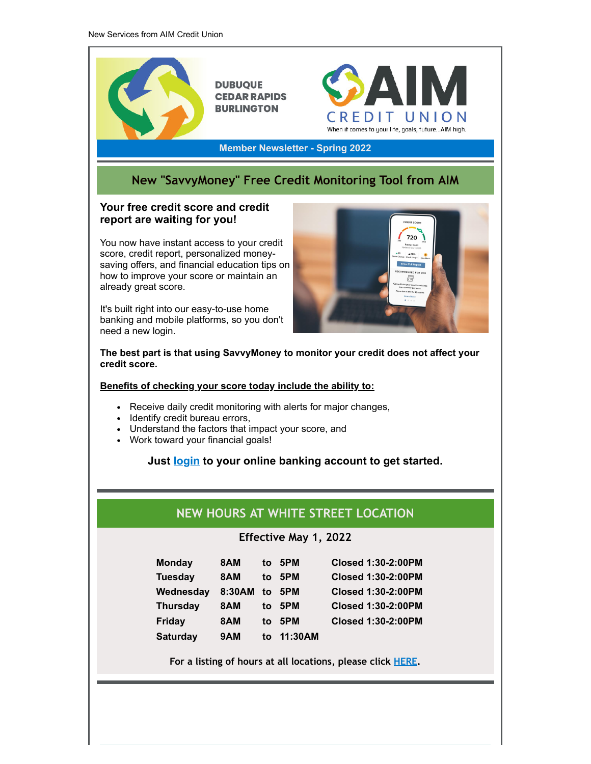New Services from AIM Credit Union

DUBUQUE
CEDAR RAPIDS
BURLINGTON

AIM CREDIT UNION

When it comes to your life, goals, future...AIM high.

**Member Newsletter - Spring 2022**

## New "SavvyMoney" Free Credit Monitoring Tool from AIM

**Your free credit score and credit report are waiting for you!**

You now have instant access to your credit score, credit report, personalized money-saving offers, and financial education tips on how to improve your score or maintain an already great score.

It's built right into our easy-to-use home banking and mobile platforms, so you don't need a new login.

**The best part is that using SavvyMoney to monitor your credit does not affect your credit score.**

**Benefits of checking your score today include the ability to:**

- Receive daily credit monitoring with alerts for major changes,
- Identify credit bureau errors,
- Understand the factors that impact your score, and
- Work toward your financial goals!

**Just login to your online banking account to get started.**

## NEW HOURS AT WHITE STREET LOCATION

**Effective May 1, 2022**

| | | | | |
|---|---|---|---|---|
| **Monday** | **8AM** | **to** | **5PM** | **Closed 1:30-2:00PM** |
| **Tuesday** | **8AM** | **to** | **5PM** | **Closed 1:30-2:00PM** |
| **Wednesday** | **8:30AM** | **to** | **5PM** | **Closed 1:30-2:00PM** |
| **Thursday** | **8AM** | **to** | **5PM** | **Closed 1:30-2:00PM** |
| **Friday** | **8AM** | **to** | **5PM** | **Closed 1:30-2:00PM** |
| **Saturday** | **9AM** | **to** | **11:30AM** | |

**For a listing of hours at all locations, please click HERE.**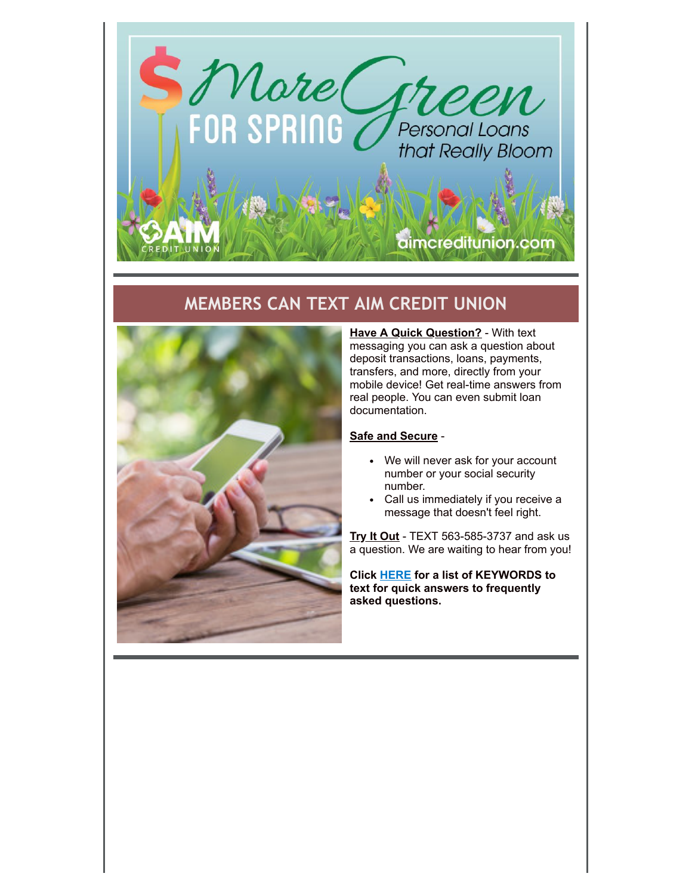# More Green FOR SPRING

Personal Loans that Really Bloom

AIM CREDIT UNION

aimcreditunion.com

## MEMBERS CAN TEXT AIM CREDIT UNION

**Have A Quick Question?** - With text messaging you can ask a question about deposit transactions, loans, payments, transfers, and more, directly from your mobile device! Get real-time answers from real people. You can even submit loan documentation.

**Safe and Secure** -

- We will never ask for your account number or your social security number.
- Call us immediately if you receive a message that doesn't feel right.

**Try It Out** - TEXT 563-585-3737 and ask us a question. We are waiting to hear from you!

**Click HERE for a list of KEYWORDS to text for quick answers to frequently asked questions.**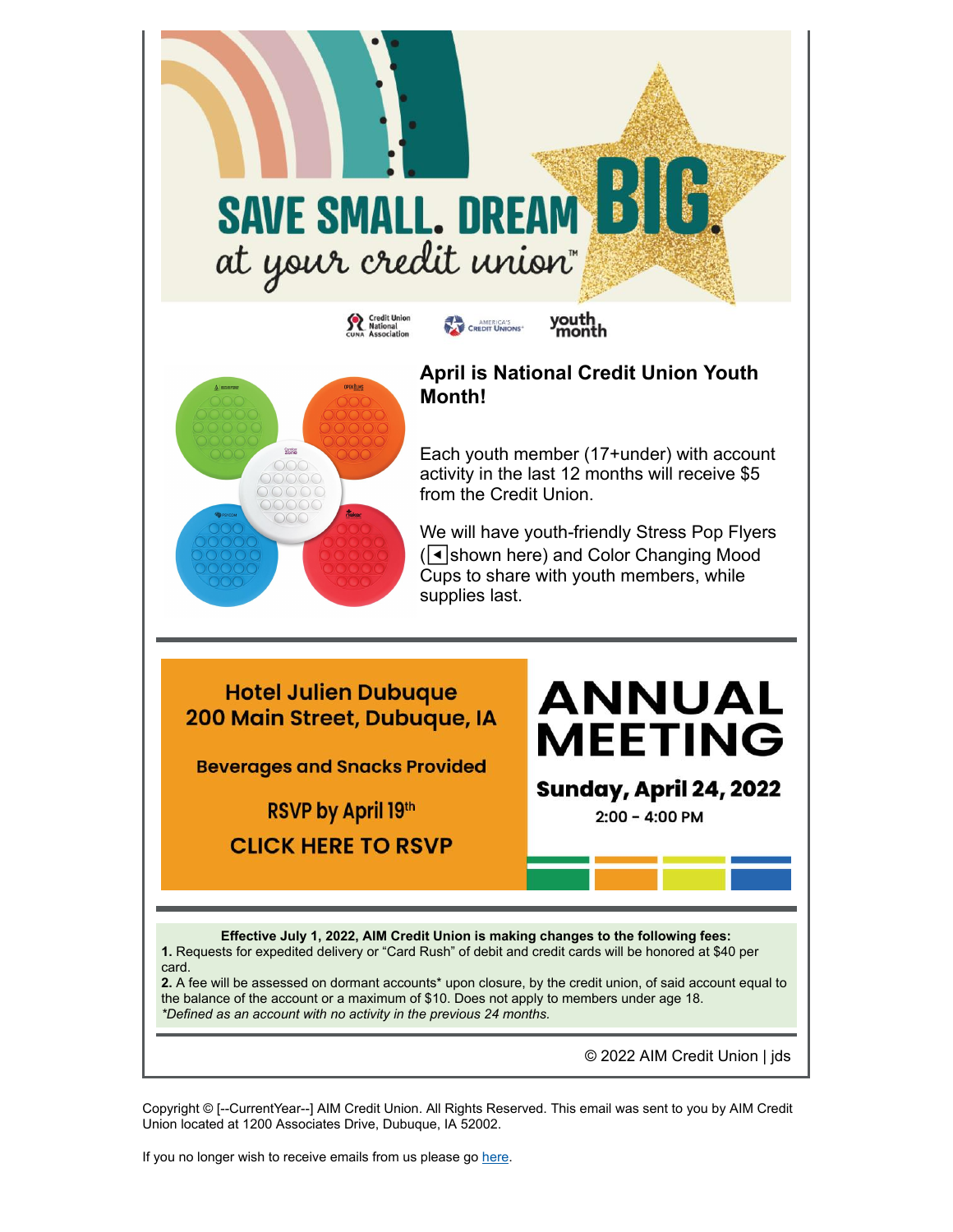SAVE SMALL. DREAM BIG.
at your credit union™

Credit Union National Association | America's Credit Unions | youth month

## April is National Credit Union Youth Month!

Each youth member (17+under) with account activity in the last 12 months will receive $5 from the Credit Union.

We will have youth-friendly Stress Pop Flyers (◄ shown here) and Color Changing Mood Cups to share with youth members, while supplies last.

---

# ANNUAL MEETING

**Sunday, April 24, 2022**

**2:00 - 4:00 PM**

**Hotel Julien Dubuque**
**200 Main Street, Dubuque, IA**

**Beverages and Snacks Provided**

**RSVP by April 19th**

**CLICK HERE TO RSVP**

---

**Effective July 1, 2022, AIM Credit Union is making changes to the following fees:**

**1.** Requests for expedited delivery or "Card Rush" of debit and credit cards will be honored at $40 per card.

**2.** A fee will be assessed on dormant accounts* upon closure, by the credit union, of said account equal to the balance of the account or a maximum of $10. Does not apply to members under age 18.

*\*Defined as an account with no activity in the previous 24 months.*

---

© 2022 AIM Credit Union | jds

Copyright © [--CurrentYear--] AIM Credit Union. All Rights Reserved. This email was sent to you by AIM Credit Union located at 1200 Associates Drive, Dubuque, IA 52002.

If you no longer wish to receive emails from us please go here.